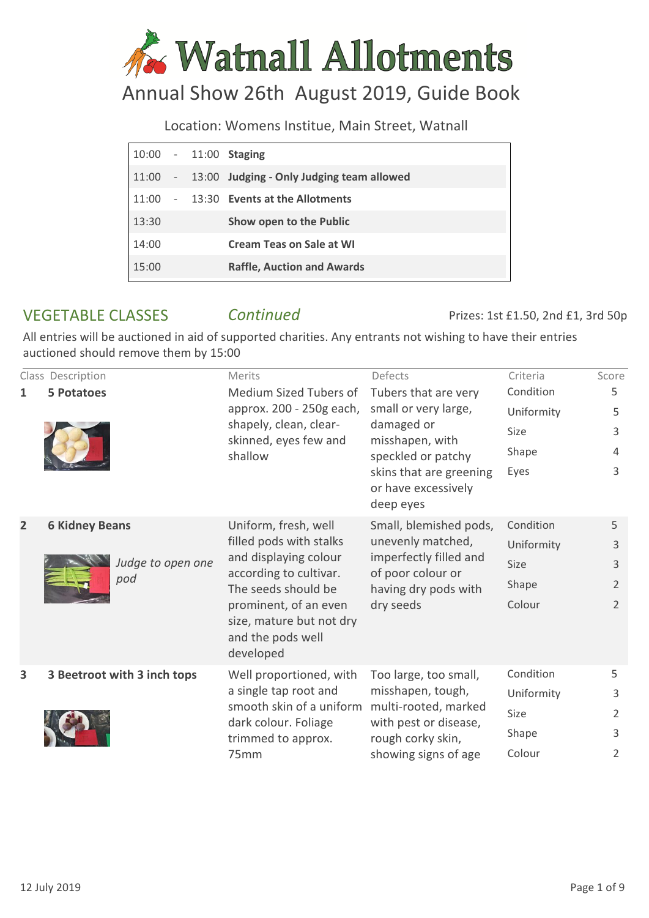# Watnall Allotments

## Annual Show 26th August 2019, Guide Book

Location: Womens Institue, Main Street, Watnall

| | | |
|---|---|---|
| 10:00 | - 11:00 | **Staging** |
| 11:00 | - 13:00 | **Judging - Only Judging team allowed** |
| 11:00 | - 13:30 | **Events at the Allotments** |
| 13:30 | | **Show open to the Public** |
| 14:00 | | **Cream Teas on Sale at WI** |
| 15:00 | | **Raffle, Auction and Awards** |

## VEGETABLE CLASSES *Continued*

Prizes: 1st £1.50, 2nd £1, 3rd 50p

All entries will be auctioned in aid of supported charities. Any entrants not wishing to have their entries auctioned should remove them by 15:00

| Class | Description | Merits | Defects | Criteria | Score |
|---|---|---|---|---|---|
| **1** | **5 Potatoes** | Medium Sized Tubers of approx. 200 - 250g each, shapely, clean, clear-skinned, eyes few and shallow | Tubers that are very small or very large, damaged or misshapen, with speckled or patchy skins that are greening or have excessively deep eyes | Condition | 5 |
| | | | | Uniformity | 5 |
| | | | | Size | 3 |
| | | | | Shape | 4 |
| | | | | Eyes | 3 |
| **2** | **6 Kidney Beans** *Judge to open one pod* | Uniform, fresh, well filled pods with stalks and displaying colour according to cultivar. The seeds should be prominent, of an even size, mature but not dry and the pods well developed | Small, blemished pods, unevenly matched, imperfectly filled and of poor colour or having dry pods with dry seeds | Condition | 5 |
| | | | | Uniformity | 3 |
| | | | | Size | 3 |
| | | | | Shape | 2 |
| | | | | Colour | 2 |
| **3** | **3 Beetroot with 3 inch tops** | Well proportioned, with a single tap root and smooth skin of a uniform dark colour. Foliage trimmed to approx. 75mm | Too large, too small, misshapen, tough, multi-rooted, marked with pest or disease, rough corky skin, showing signs of age | Condition | 5 |
| | | | | Uniformity | 3 |
| | | | | Size | 2 |
| | | | | Shape | 3 |
| | | | | Colour | 2 |

12 July 2019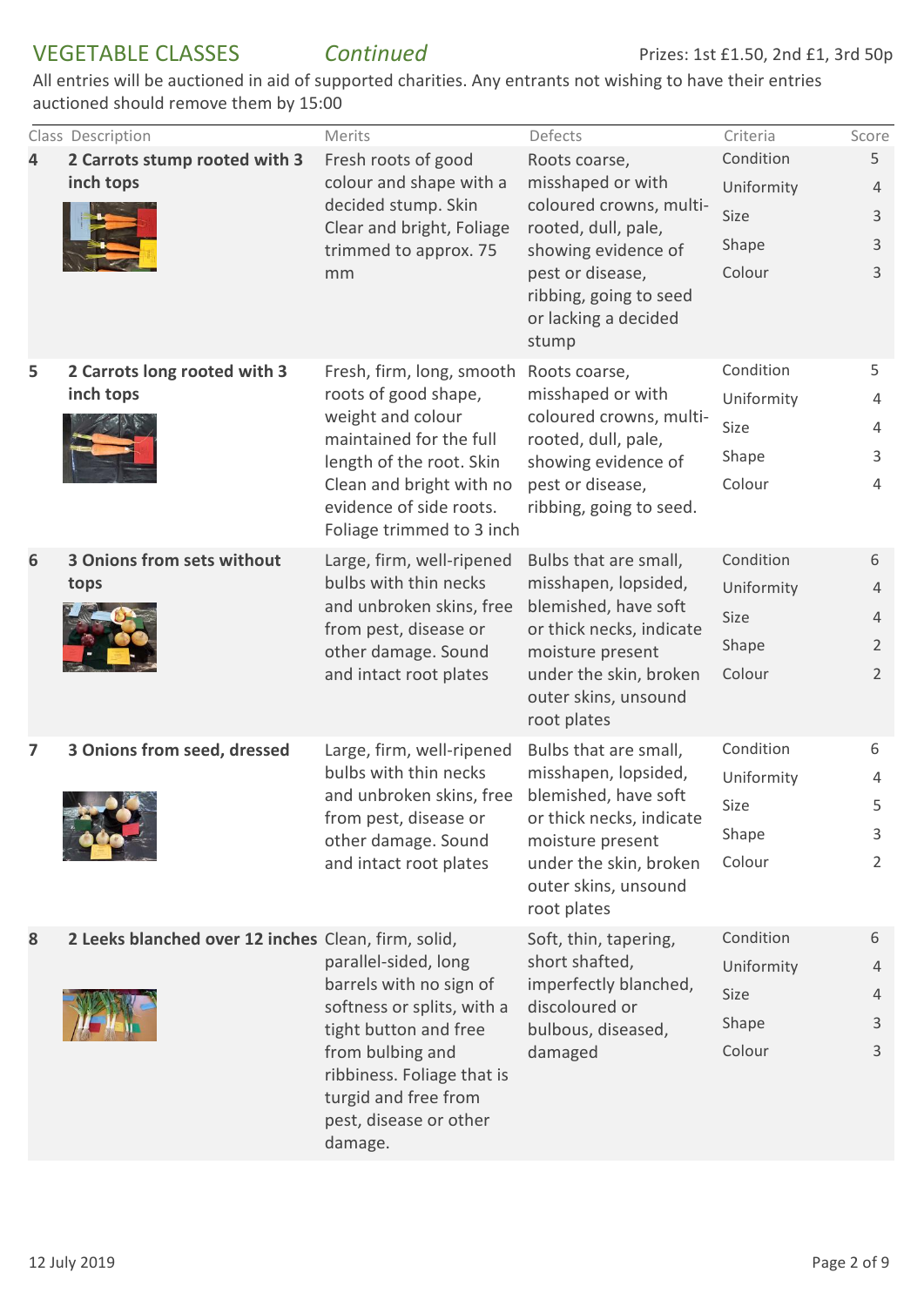## VEGETABLE CLASSES *Continued*

Prizes: 1st £1.50, 2nd £1, 3rd 50p

All entries will be auctioned in aid of supported charities. Any entrants not wishing to have their entries auctioned should remove them by 15:00

| Class | Description | Merits | Defects | Criteria | Score |
|---|---|---|---|---|---|
| 4 | **2 Carrots stump rooted with 3 inch tops** | Fresh roots of good colour and shape with a decided stump. Skin Clear and bright, Foliage trimmed to approx. 75 mm | Roots coarse, misshaped or with coloured crowns, multi-rooted, dull, pale, showing evidence of pest or disease, ribbing, going to seed or lacking a decided stump | Condition | 5 |
| | | | | Uniformity | 4 |
| | | | | Size | 3 |
| | | | | Shape | 3 |
| | | | | Colour | 3 |
| 5 | **2 Carrots long rooted with 3 inch tops** | Fresh, firm, long, smooth roots of good shape, weight and colour maintained for the full length of the root. Skin Clean and bright with no evidence of side roots. Foliage trimmed to 3 inch | Roots coarse, misshaped or with coloured crowns, multi-rooted, dull, pale, showing evidence of pest or disease, ribbing, going to seed. | Condition | 5 |
| | | | | Uniformity | 4 |
| | | | | Size | 4 |
| | | | | Shape | 3 |
| | | | | Colour | 4 |
| 6 | **3 Onions from sets without tops** | Large, firm, well-ripened bulbs with thin necks and unbroken skins, free from pest, disease or other damage. Sound and intact root plates | Bulbs that are small, misshapen, lopsided, blemished, have soft or thick necks, indicate moisture present under the skin, broken outer skins, unsound root plates | Condition | 6 |
| | | | | Uniformity | 4 |
| | | | | Size | 4 |
| | | | | Shape | 2 |
| | | | | Colour | 2 |
| 7 | **3 Onions from seed, dressed** | Large, firm, well-ripened bulbs with thin necks and unbroken skins, free from pest, disease or other damage. Sound and intact root plates | Bulbs that are small, misshapen, lopsided, blemished, have soft or thick necks, indicate moisture present under the skin, broken outer skins, unsound root plates | Condition | 6 |
| | | | | Uniformity | 4 |
| | | | | Size | 5 |
| | | | | Shape | 3 |
| | | | | Colour | 2 |
| 8 | **2 Leeks blanched over 12 inches** | Clean, firm, solid, parallel-sided, long barrels with no sign of softness or splits, with a tight button and free from bulbing and ribbiness. Foliage that is turgid and free from pest, disease or other damage. | Soft, thin, tapering, short shafted, imperfectly blanched, discoloured or bulbous, diseased, damaged | Condition | 6 |
| | | | | Uniformity | 4 |
| | | | | Size | 4 |
| | | | | Shape | 3 |
| | | | | Colour | 3 |

12 July 2019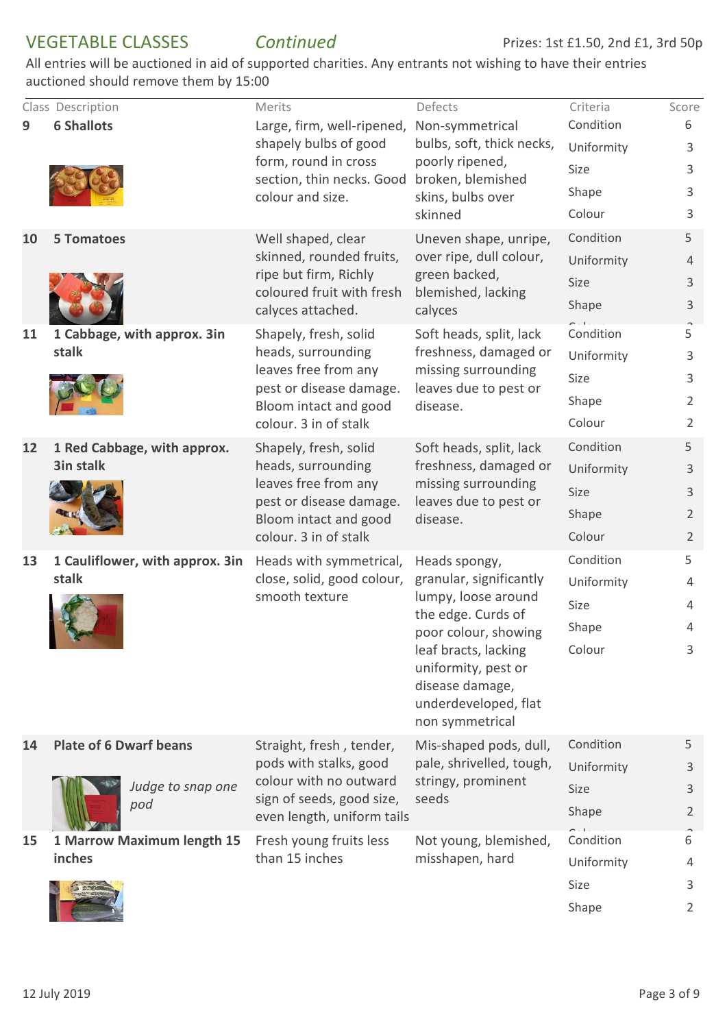## VEGETABLE CLASSES *Continued*

Prizes: 1st £1.50, 2nd £1, 3rd 50p

All entries will be auctioned in aid of supported charities. Any entrants not wishing to have their entries auctioned should remove them by 15:00

| Class | Description | Merits | Defects | Criteria | Score |
|---|---|---|---|---|---|
| 9 | **6 Shallots** | Large, firm, well-ripened, shapely bulbs of good form, round in cross section, thin necks. Good colour and size. | Non-symmetrical bulbs, soft, thick necks, poorly ripened, broken, blemished skins, bulbs over skinned | Condition | 6 |
| | | | | Uniformity | 3 |
| | | | | Size | 3 |
| | | | | Shape | 3 |
| | | | | Colour | 3 |
| 10 | **5 Tomatoes** | Well shaped, clear skinned, rounded fruits, ripe but firm, Richly coloured fruit with fresh calyces attached. | Uneven shape, unripe, over ripe, dull colour, green backed, blemished, lacking calyces | Condition | 5 |
| | | | | Uniformity | 4 |
| | | | | Size | 3 |
| | | | | Shape | 3 |
| | | | | Colour | 3 |
| 11 | **1 Cabbage, with approx. 3in stalk** | Shapely, fresh, solid heads, surrounding leaves free from any pest or disease damage. Bloom intact and good colour. 3 in of stalk | Soft heads, split, lack freshness, damaged or missing surrounding leaves due to pest or disease. | Condition | 5 |
| | | | | Uniformity | 3 |
| | | | | Size | 3 |
| | | | | Shape | 2 |
| | | | | Colour | 2 |
| 12 | **1 Red Cabbage, with approx. 3in stalk** | Shapely, fresh, solid heads, surrounding leaves free from any pest or disease damage. Bloom intact and good colour. 3 in of stalk | Soft heads, split, lack freshness, damaged or missing surrounding leaves due to pest or disease. | Condition | 5 |
| | | | | Uniformity | 3 |
| | | | | Size | 3 |
| | | | | Shape | 2 |
| | | | | Colour | 2 |
| 13 | **1 Cauliflower, with approx. 3in stalk** | Heads with symmetrical, close, solid, good colour, smooth texture | Heads spongy, granular, significantly lumpy, loose around the edge. Curds of poor colour, showing leaf bracts, lacking uniformity, pest or disease damage, underdeveloped, flat non symmetrical | Condition | 5 |
| | | | | Uniformity | 4 |
| | | | | Size | 4 |
| | | | | Shape | 4 |
| | | | | Colour | 3 |
| 14 | **Plate of 6 Dwarf beans** *Judge to snap one pod* | Straight, fresh , tender, pods with stalks, good colour with no outward sign of seeds, good size, even length, uniform tails | Mis-shaped pods, dull, pale, shrivelled, tough, stringy, prominent seeds | Condition | 5 |
| | | | | Uniformity | 3 |
| | | | | Size | 3 |
| | | | | Shape | 2 |
| | | | | Colour | 2 |
| 15 | **1 Marrow Maximum length 15 inches** | Fresh young fruits less than 15 inches | Not young, blemished, misshapen, hard | Condition | 6 |
| | | | | Uniformity | 4 |
| | | | | Size | 3 |
| | | | | Shape | 2 |

12 July 2019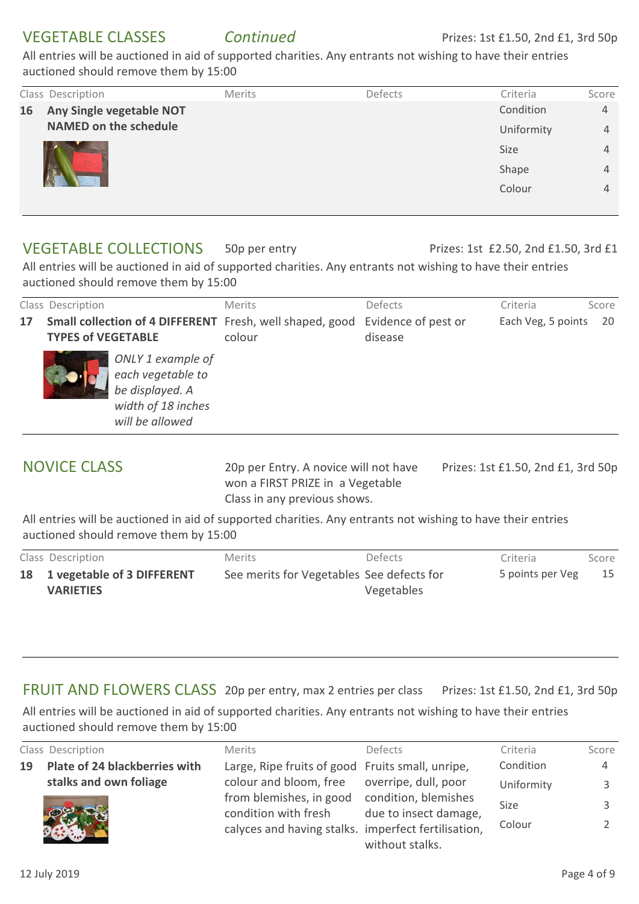## VEGETABLE CLASSES *Continued*

Prizes: 1st £1.50, 2nd £1, 3rd 50p

All entries will be auctioned in aid of supported charities. Any entrants not wishing to have their entries auctioned should remove them by 15:00

| Class | Description | Merits | Defects | Criteria | Score |
|---|---|---|---|---|---|
| 16 | **Any Single vegetable NOT NAMED on the schedule** | | | Condition | 4 |
| | | | | Uniformity | 4 |
| | | | | Size | 4 |
| | | | | Shape | 4 |
| | | | | Colour | 4 |

## VEGETABLE COLLECTIONS

50p per entry

Prizes: 1st £2.50, 2nd £1.50, 3rd £1

All entries will be auctioned in aid of supported charities. Any entrants not wishing to have their entries auctioned should remove them by 15:00

| Class | Description | Merits | Defects | Criteria | Score |
|---|---|---|---|---|---|
| 17 | **Small collection of 4 DIFFERENT TYPES of VEGETABLE** *ONLY 1 example of each vegetable to be displayed. A width of 18 inches will be allowed* | Fresh, well shaped, good colour | Evidence of pest or disease | Each Veg, 5 points | 20 |

## NOVICE CLASS

20p per Entry. A novice will not have won a FIRST PRIZE in a Vegetable Class in any previous shows.

Prizes: 1st £1.50, 2nd £1, 3rd 50p

All entries will be auctioned in aid of supported charities. Any entrants not wishing to have their entries auctioned should remove them by 15:00

| Class | Description | Merits | Defects | Criteria | Score |
|---|---|---|---|---|---|
| 18 | **1 vegetable of 3 DIFFERENT VARIETIES** | See merits for Vegetables | See defects for Vegetables | 5 points per Veg | 15 |

## FRUIT AND FLOWERS CLASS

20p per entry, max 2 entries per class

Prizes: 1st £1.50, 2nd £1, 3rd 50p

All entries will be auctioned in aid of supported charities. Any entrants not wishing to have their entries auctioned should remove them by 15:00

| Class | Description | Merits | Defects | Criteria | Score |
|---|---|---|---|---|---|
| 19 | **Plate of 24 blackberries with stalks and own foliage** | Large, Ripe fruits of good colour and bloom, free from blemishes, in good condition with fresh calyces and having stalks. | Fruits small, unripe, overripe, dull, poor condition, blemishes due to insect damage, imperfect fertilisation, without stalks. | Condition | 4 |
| | | | | Uniformity | 3 |
| | | | | Size | 3 |
| | | | | Colour | 2 |

12 July 2019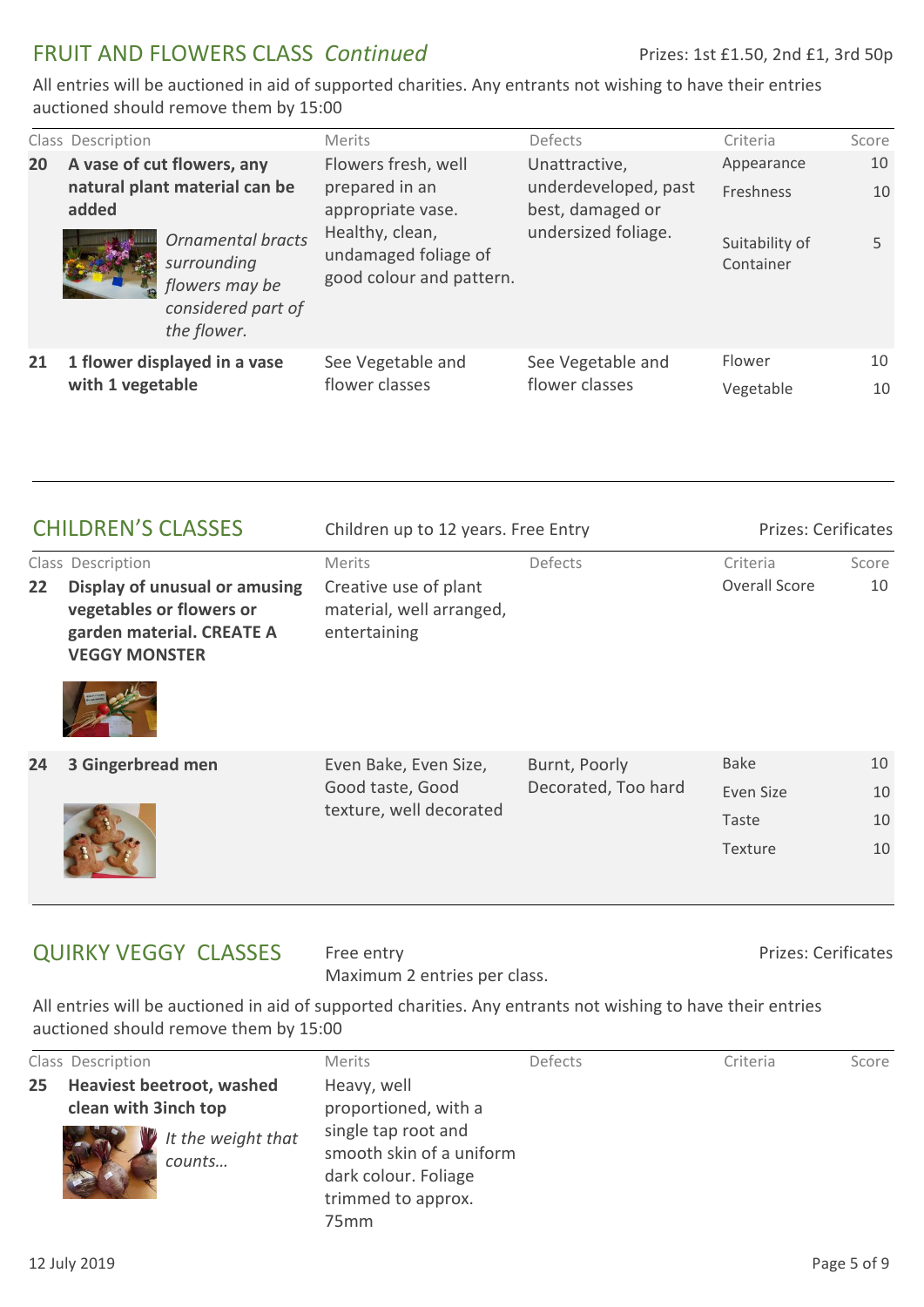## FRUIT AND FLOWERS CLASS *Continued*

Prizes: 1st £1.50, 2nd £1, 3rd 50p

All entries will be auctioned in aid of supported charities. Any entrants not wishing to have their entries auctioned should remove them by 15:00

| Class | Description | Merits | Defects | Criteria | Score |
|---|---|---|---|---|---|
| **20** | **A vase of cut flowers, any natural plant material can be added** *Ornamental bracts surrounding flowers may be considered part of the flower.* | Flowers fresh, well prepared in an appropriate vase. Healthy, clean, undamaged foliage of good colour and pattern. | Unattractive, underdeveloped, past best, damaged or undersized foliage. | Appearance | 10 |
| | | | | Freshness | 10 |
| | | | | Suitability of Container | 5 |
| **21** | **1 flower displayed in a vase with 1 vegetable** | See Vegetable and flower classes | See Vegetable and flower classes | Flower | 10 |
| | | | | Vegetable | 10 |

## CHILDREN'S CLASSES

Children up to 12 years. Free Entry

Prizes: Cerificates

| Class | Description | Merits | Defects | Criteria | Score |
|---|---|---|---|---|---|
| **22** | **Display of unusual or amusing vegetables or flowers or garden material. CREATE A VEGGY MONSTER** | Creative use of plant material, well arranged, entertaining | | Overall Score | 10 |
| **24** | **3 Gingerbread men** | Even Bake, Even Size, Good taste, Good texture, well decorated | Burnt, Poorly Decorated, Too hard | Bake | 10 |
| | | | | Even Size | 10 |
| | | | | Taste | 10 |
| | | | | Texture | 10 |

## QUIRKY VEGGY CLASSES

Free entry
Maximum 2 entries per class.

Prizes: Cerificates

All entries will be auctioned in aid of supported charities. Any entrants not wishing to have their entries auctioned should remove them by 15:00

| Class | Description | Merits | Defects | Criteria | Score |
|---|---|---|---|---|---|
| **25** | **Heaviest beetroot, washed clean with 3inch top** *It the weight that counts…* | Heavy, well proportioned, with a single tap root and smooth skin of a uniform dark colour. Foliage trimmed to approx. 75mm | | | |

12 July 2019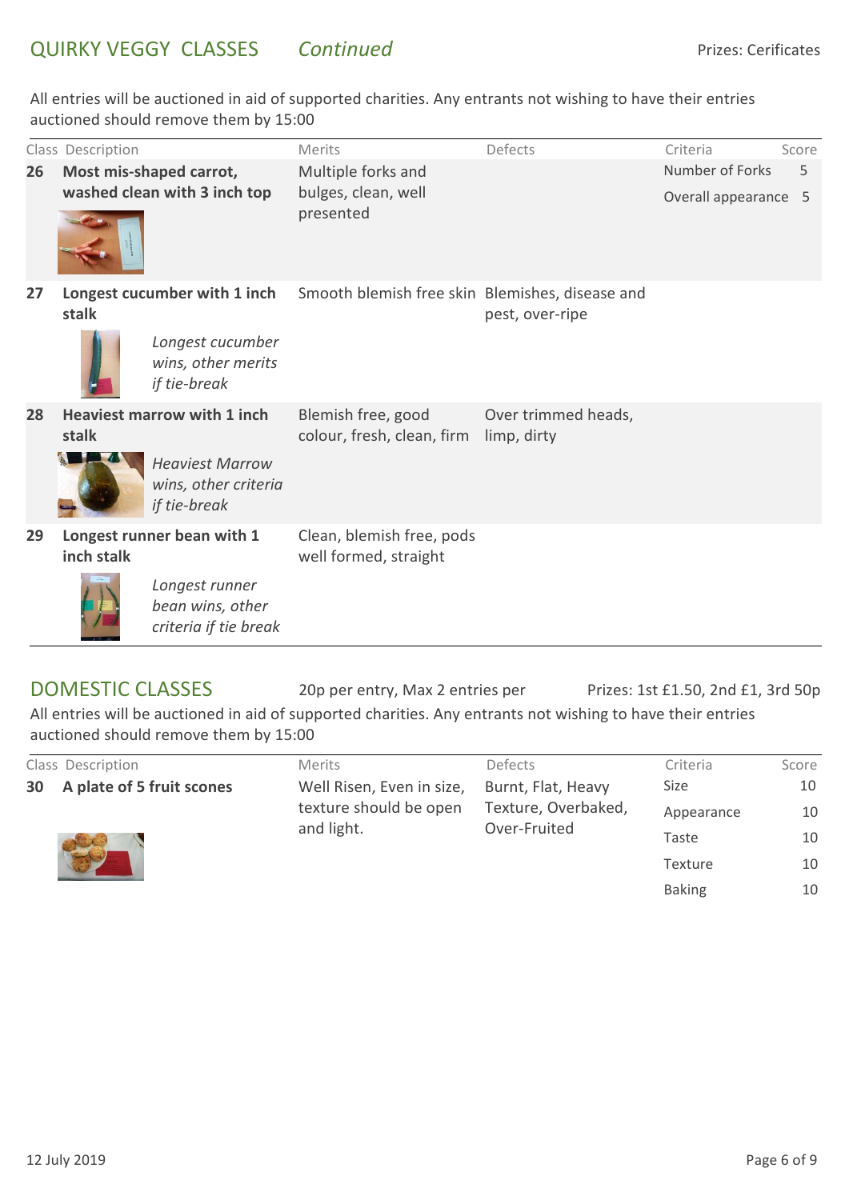## QUIRKY VEGGY CLASSES *Continued*

Prizes: Cerificates

All entries will be auctioned in aid of supported charities. Any entrants not wishing to have their entries auctioned should remove them by 15:00

| Class | Description | Merits | Defects | Criteria | Score |
|---|---|---|---|---|---|
| **26** | **Most mis-shaped carrot, washed clean with 3 inch top** | Multiple forks and bulges, clean, well presented | | Number of Forks<br>Overall appearance | 5<br>5 |
| **27** | **Longest cucumber with 1 inch stalk**<br>*Longest cucumber wins, other merits if tie-break* | Smooth blemish free skin | Blemishes, disease and pest, over-ripe | | |
| **28** | **Heaviest marrow with 1 inch stalk**<br>*Heaviest Marrow wins, other criteria if tie-break* | Blemish free, good colour, fresh, clean, firm | Over trimmed heads, limp, dirty | | |
| **29** | **Longest runner bean with 1 inch stalk**<br>*Longest runner bean wins, other criteria if tie break* | Clean, blemish free, pods well formed, straight | | | |

## DOMESTIC CLASSES

20p per entry, Max 2 entries per

Prizes: 1st £1.50, 2nd £1, 3rd 50p

All entries will be auctioned in aid of supported charities. Any entrants not wishing to have their entries auctioned should remove them by 15:00

| Class | Description | Merits | Defects | Criteria | Score |
|---|---|---|---|---|---|
| **30** | **A plate of 5 fruit scones** | Well Risen, Even in size, texture should be open and light. | Burnt, Flat, Heavy Texture, Overbaked, Over-Fruited | Size<br>Appearance<br>Taste<br>Texture<br>Baking | 10<br>10<br>10<br>10<br>10 |

12 July 2019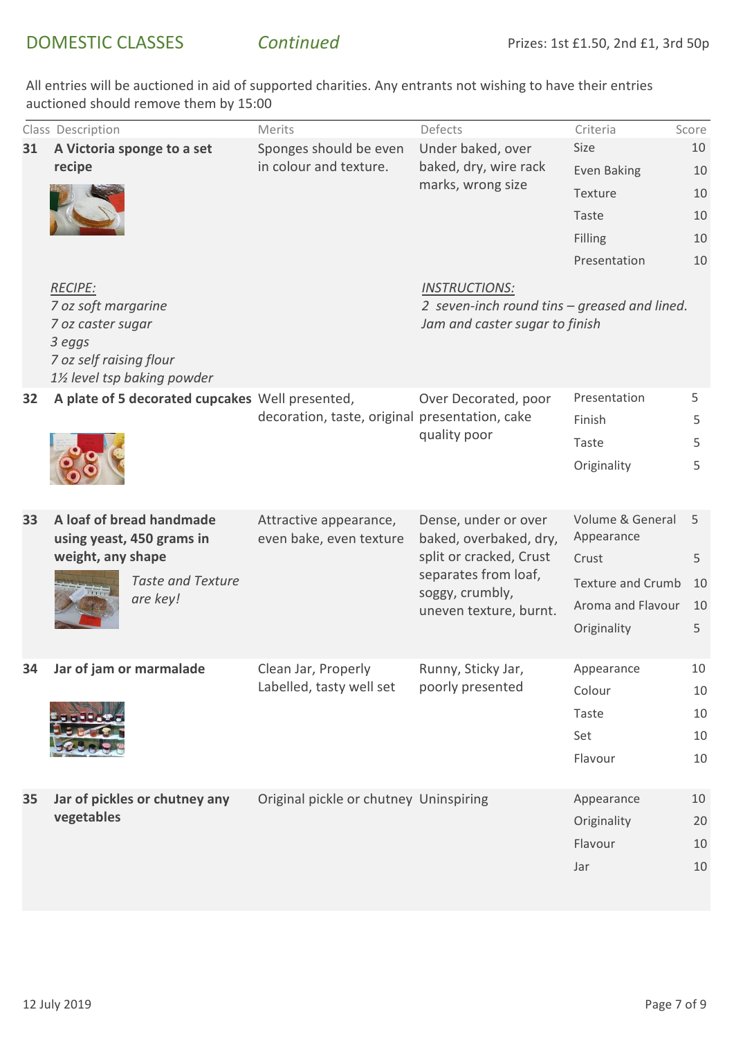## DOMESTIC CLASSES *Continued*

Prizes: 1st £1.50, 2nd £1, 3rd 50p

All entries will be auctioned in aid of supported charities. Any entrants not wishing to have their entries auctioned should remove them by 15:00

| Class | Description | Merits | Defects | Criteria | Score |
|---|---|---|---|---|---|
| **31** | **A Victoria sponge to a set recipe** | Sponges should be even in colour and texture. | Under baked, over baked, dry, wire rack marks, wrong size | Size | 10 |
| | | | | Even Baking | 10 |
| | | | | Texture | 10 |
| | | | | Taste | 10 |
| | | | | Filling | 10 |
| | | | | Presentation | 10 |
| | *RECIPE:* *7 oz soft margarine* *7 oz caster sugar* *3 eggs* *7 oz self raising flour* *1½ level tsp baking powder* | | *INSTRUCTIONS:* *2 seven-inch round tins – greased and lined.* *Jam and caster sugar to finish* | | |
| **32** | **A plate of 5 decorated cupcakes** | Well presented, decoration, taste, original | Over Decorated, poor presentation, cake quality poor | Presentation | 5 |
| | | | | Finish | 5 |
| | | | | Taste | 5 |
| | | | | Originality | 5 |
| **33** | **A loaf of bread handmade using yeast, 450 grams in weight, any shape** *Taste and Texture are key!* | Attractive appearance, even bake, even texture | Dense, under or over baked, overbaked, dry, split or cracked, Crust separates from loaf, soggy, crumbly, uneven texture, burnt. | Volume & General Appearance | 5 |
| | | | | Crust | 5 |
| | | | | Texture and Crumb | 10 |
| | | | | Aroma and Flavour | 10 |
| | | | | Originality | 5 |
| **34** | **Jar of jam or marmalade** | Clean Jar, Properly Labelled, tasty well set | Runny, Sticky Jar, poorly presented | Appearance | 10 |
| | | | | Colour | 10 |
| | | | | Taste | 10 |
| | | | | Set | 10 |
| | | | | Flavour | 10 |
| **35** | **Jar of pickles or chutney any vegetables** | Original pickle or chutney | Uninspiring | Appearance | 10 |
| | | | | Originality | 20 |
| | | | | Flavour | 10 |
| | | | | Jar | 10 |

12 July 2019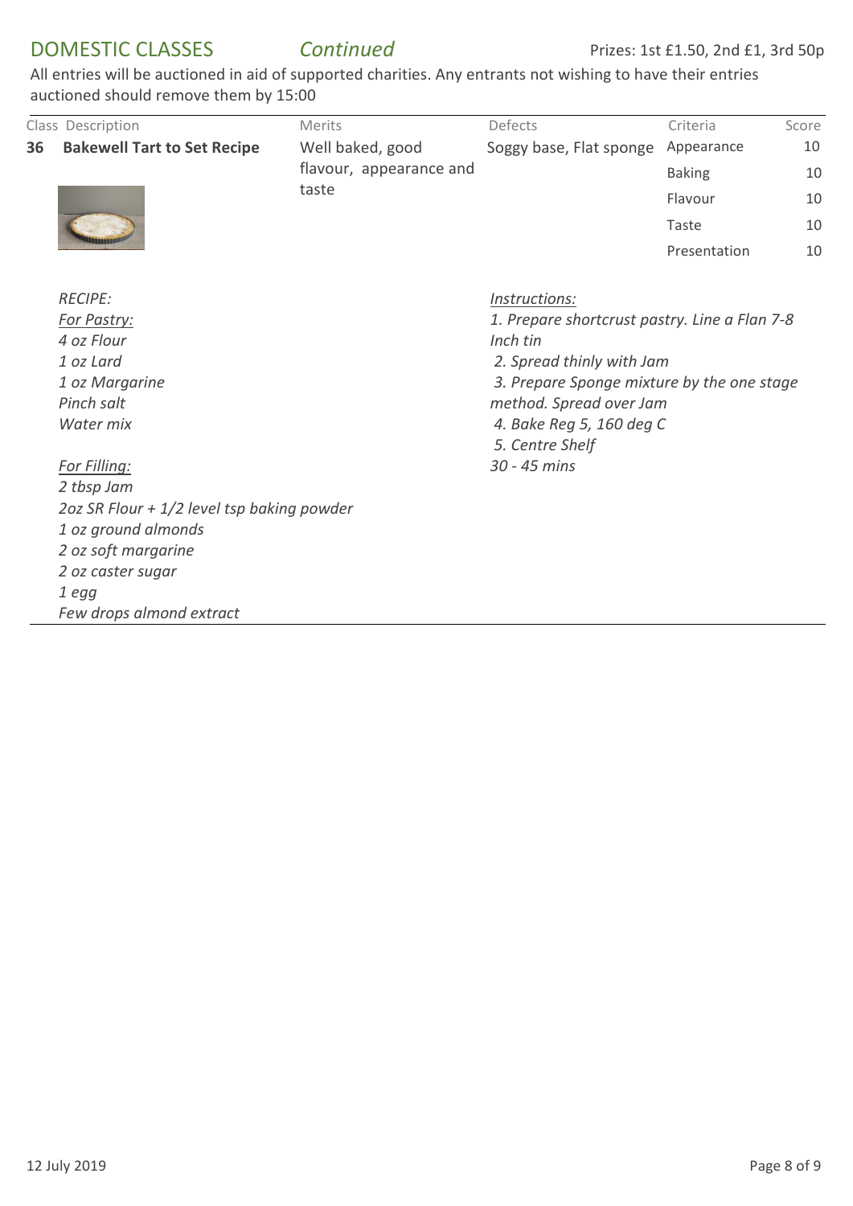## DOMESTIC CLASSES *Continued*

Prizes: 1st £1.50, 2nd £1, 3rd 50p

All entries will be auctioned in aid of supported charities. Any entrants not wishing to have their entries auctioned should remove them by 15:00

| Class | Description | Merits | Defects | Criteria | Score |
|---|---|---|---|---|---|
| **36** | **Bakewell Tart to Set Recipe** | Well baked, good flavour, appearance and taste | Soggy base, Flat sponge | Appearance | 10 |
| | | | | Baking | 10 |
| | | | | Flavour | 10 |
| | | | | Taste | 10 |
| | | | | Presentation | 10 |

*RECIPE:*

*For Pastry:*

*4 oz Flour*
*1 oz Lard*
*1 oz Margarine*
*Pinch salt*
*Water mix*

*For Filling:*

*2 tbsp Jam*
*2oz SR Flour + 1/2 level tsp baking powder*
*1 oz ground almonds*
*2 oz soft margarine*
*2 oz caster sugar*
*1 egg*
*Few drops almond extract*

*Instructions:*

*1. Prepare shortcrust pastry. Line a Flan 7-8 Inch tin*
*2. Spread thinly with Jam*
*3. Prepare Sponge mixture by the one stage method. Spread over Jam*
*4. Bake Reg 5, 160 deg C*
*5. Centre Shelf*
*30 - 45 mins*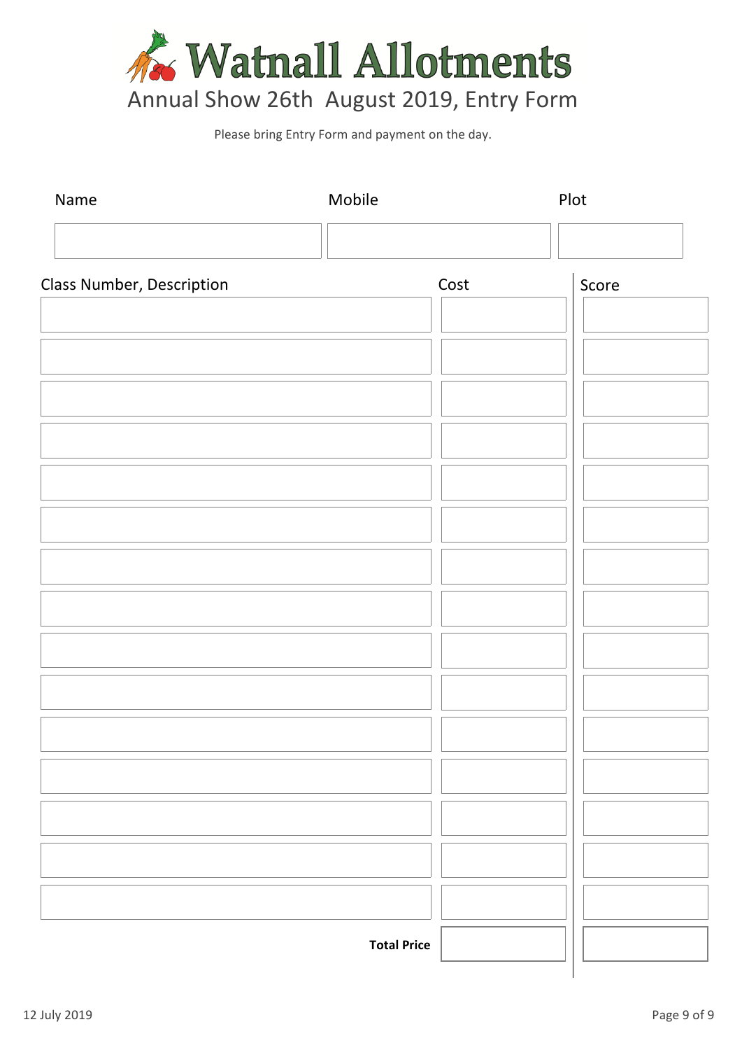# Watnall Allotments

## Annual Show 26th August 2019, Entry Form

Please bring Entry Form and payment on the day.

| Name | Mobile | Plot |
| --- | --- | --- |
| | | |

| Class Number, Description | Cost | Score |
| --- | --- | --- |
| | | |
| | | |
| | | |
| | | |
| | | |
| | | |
| | | |
| | | |
| | | |
| | | |
| | | |
| | | |
| | | |
| | | |
| | | |
| **Total Price** | | |